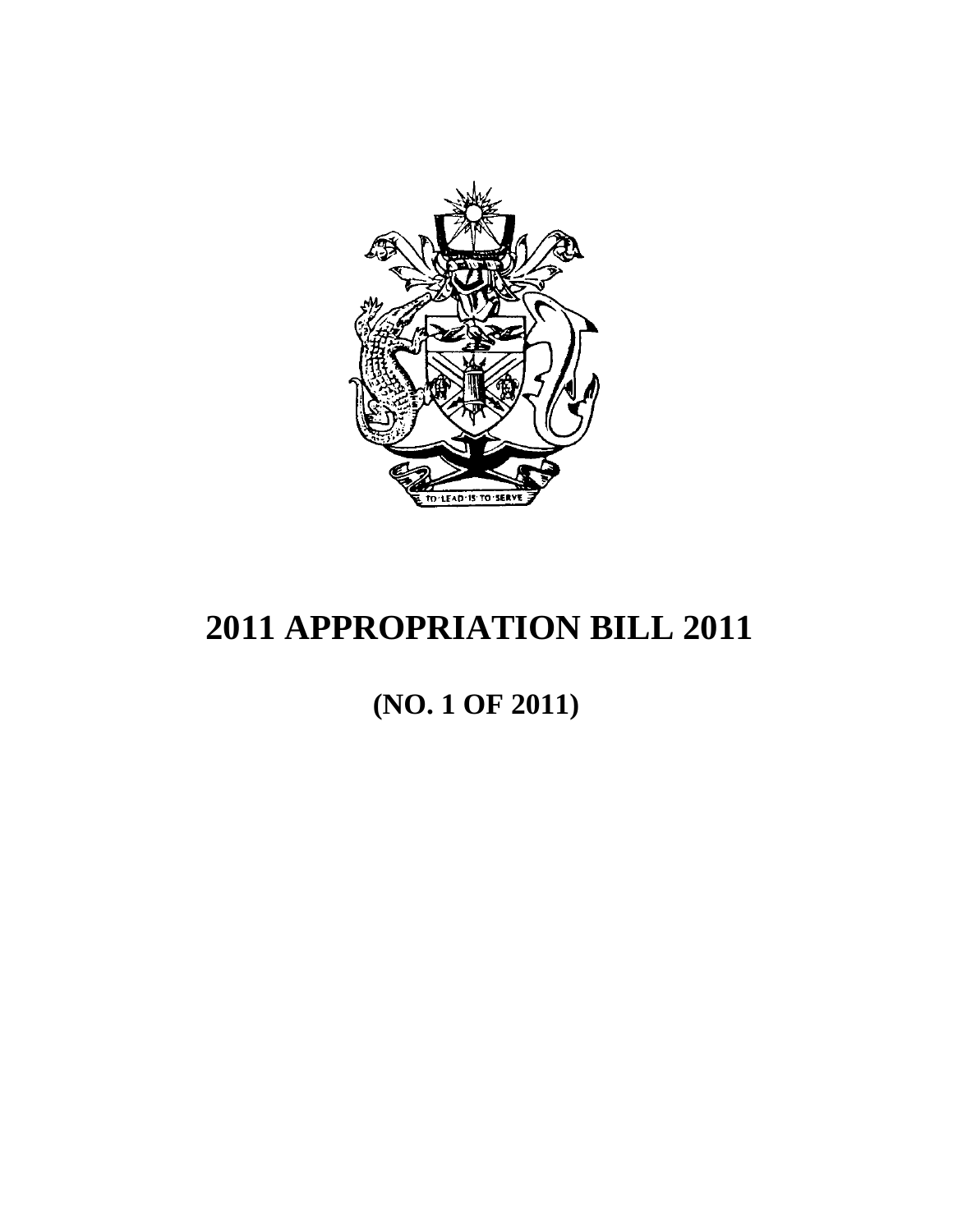# 2011 APPROPRIATION BILL 2011

## (NO. 1 OF 2011)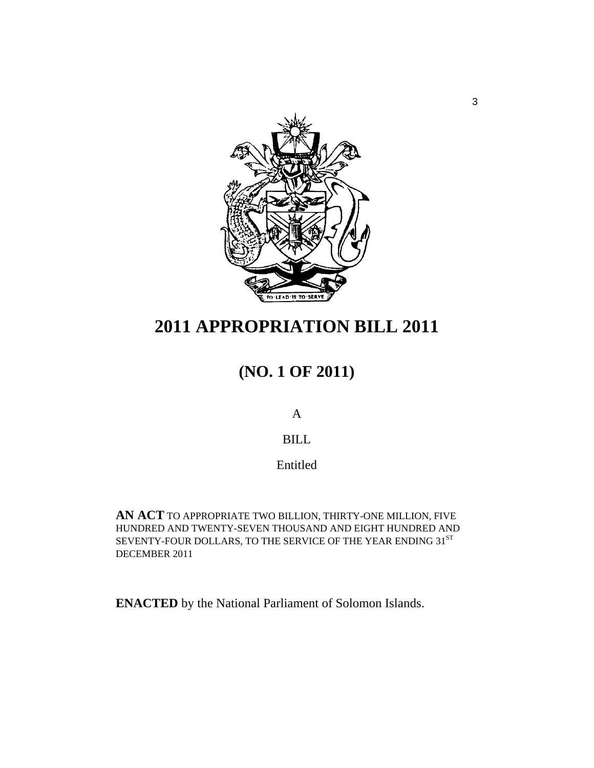# 2011 APPROPRIATION BILL 2011

## (NO. 1 OF 2011)

A

BILL

Entitled

**AN ACT** TO APPROPRIATE TWO BILLION, THIRTY-ONE MILLION, FIVE HUNDRED AND TWENTY-SEVEN THOUSAND AND EIGHT HUNDRED AND SEVENTY-FOUR DOLLARS, TO THE SERVICE OF THE YEAR ENDING 31ST DECEMBER 2011

**ENACTED** by the National Parliament of Solomon Islands.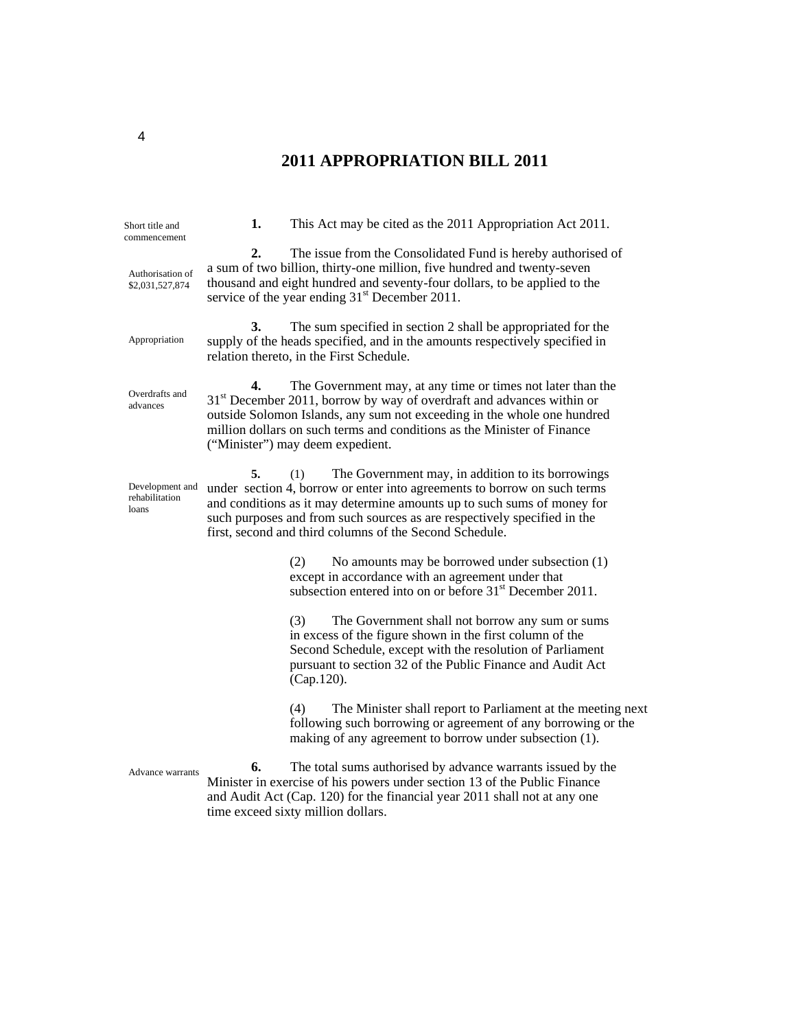# 2011 APPROPRIATION BILL 2011

Short title and commencement

**1.** This Act may be cited as the 2011 Appropriation Act 2011.

Authorisation of $2,031,527,874

**2.** The issue from the Consolidated Fund is hereby authorised of a sum of two billion, thirty-one million, five hundred and twenty-seven thousand and eight hundred and seventy-four dollars, to be applied to the service of the year ending 31st December 2011.

Appropriation

**3.** The sum specified in section 2 shall be appropriated for the supply of the heads specified, and in the amounts respectively specified in relation thereto, in the First Schedule.

Overdrafts and advances

**4.** The Government may, at any time or times not later than the 31st December 2011, borrow by way of overdraft and advances within or outside Solomon Islands, any sum not exceeding in the whole one hundred million dollars on such terms and conditions as the Minister of Finance ("Minister") may deem expedient.

Development and rehabilitation loans

**5.** (1) The Government may, in addition to its borrowings under section 4, borrow or enter into agreements to borrow on such terms and conditions as it may determine amounts up to such sums of money for such purposes and from such sources as are respectively specified in the first, second and third columns of the Second Schedule.

(2) No amounts may be borrowed under subsection (1) except in accordance with an agreement under that subsection entered into on or before 31st December 2011.

(3) The Government shall not borrow any sum or sums in excess of the figure shown in the first column of the Second Schedule, except with the resolution of Parliament pursuant to section 32 of the Public Finance and Audit Act (Cap.120).

(4) The Minister shall report to Parliament at the meeting next following such borrowing or agreement of any borrowing or the making of any agreement to borrow under subsection (1).

Advance warrants

**6.** The total sums authorised by advance warrants issued by the Minister in exercise of his powers under section 13 of the Public Finance and Audit Act (Cap. 120) for the financial year 2011 shall not at any one time exceed sixty million dollars.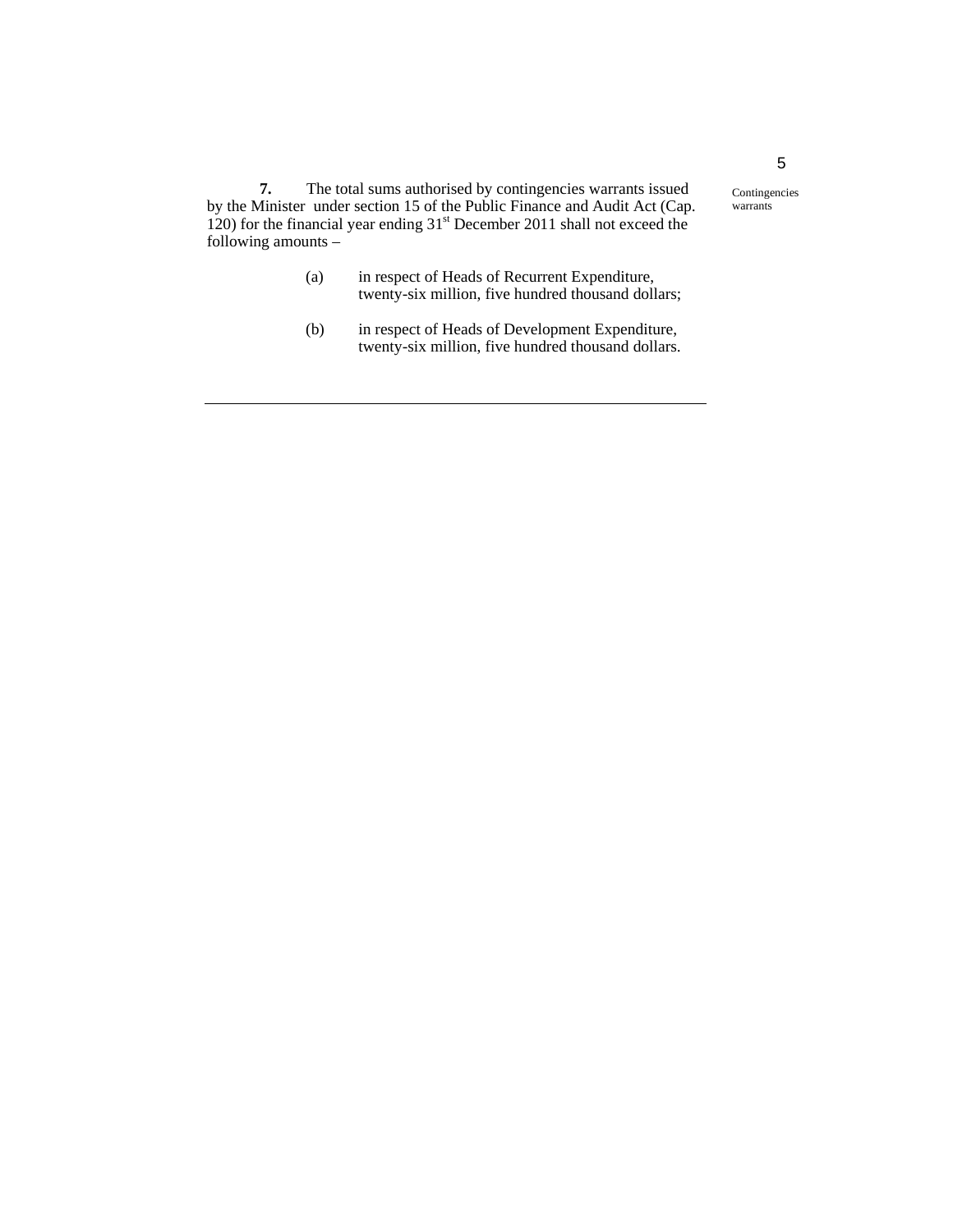**7.** The total sums authorised by contingencies warrants issued by the Minister under section 15 of the Public Finance and Audit Act (Cap. 120) for the financial year ending 31st December 2011 shall not exceed the following amounts –

Contingencies warrants

(a) in respect of Heads of Recurrent Expenditure, twenty-six million, five hundred thousand dollars;

(b) in respect of Heads of Development Expenditure, twenty-six million, five hundred thousand dollars.

---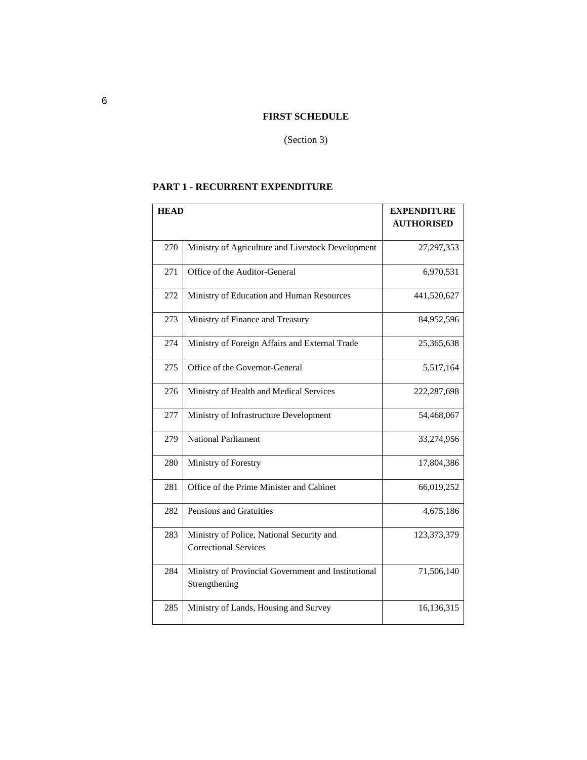**FIRST SCHEDULE**

(Section 3)

## PART 1 - RECURRENT EXPENDITURE

| HEAD | | EXPENDITURE AUTHORISED |
|---|---|---|
| 270 | Ministry of Agriculture and Livestock Development | 27,297,353 |
| 271 | Office of the Auditor-General | 6,970,531 |
| 272 | Ministry of Education and Human Resources | 441,520,627 |
| 273 | Ministry of Finance and Treasury | 84,952,596 |
| 274 | Ministry of Foreign Affairs and External Trade | 25,365,638 |
| 275 | Office of the Governor-General | 5,517,164 |
| 276 | Ministry of Health and Medical Services | 222,287,698 |
| 277 | Ministry of Infrastructure Development | 54,468,067 |
| 279 | National Parliament | 33,274,956 |
| 280 | Ministry of Forestry | 17,804,386 |
| 281 | Office of the Prime Minister and Cabinet | 66,019,252 |
| 282 | Pensions and Gratuities | 4,675,186 |
| 283 | Ministry of Police, National Security and Correctional Services | 123,373,379 |
| 284 | Ministry of Provincial Government and Institutional Strengthening | 71,506,140 |
| 285 | Ministry of Lands, Housing and Survey | 16,136,315 |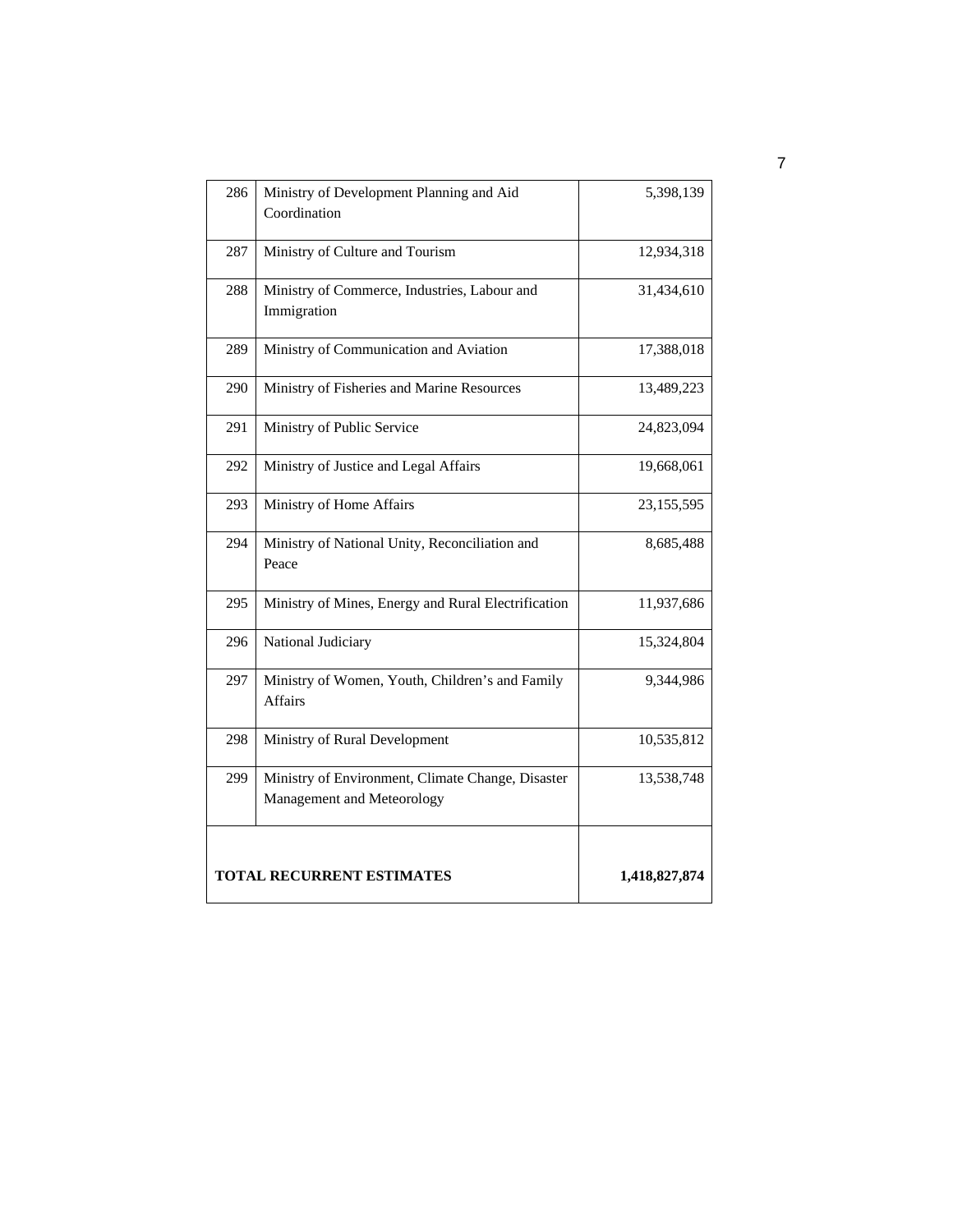| | | |
|---|---|---|
| 286 | Ministry of Development Planning and Aid Coordination | 5,398,139 |
| 287 | Ministry of Culture and Tourism | 12,934,318 |
| 288 | Ministry of Commerce, Industries, Labour and Immigration | 31,434,610 |
| 289 | Ministry of Communication and Aviation | 17,388,018 |
| 290 | Ministry of Fisheries and Marine Resources | 13,489,223 |
| 291 | Ministry of Public Service | 24,823,094 |
| 292 | Ministry of Justice and Legal Affairs | 19,668,061 |
| 293 | Ministry of Home Affairs | 23,155,595 |
| 294 | Ministry of National Unity, Reconciliation and Peace | 8,685,488 |
| 295 | Ministry of Mines, Energy and Rural Electrification | 11,937,686 |
| 296 | National Judiciary | 15,324,804 |
| 297 | Ministry of Women, Youth, Children's and Family Affairs | 9,344,986 |
| 298 | Ministry of Rural Development | 10,535,812 |
| 299 | Ministry of Environment, Climate Change, Disaster Management and Meteorology | 13,538,748 |
| **TOTAL RECURRENT ESTIMATES** | | **1,418,827,874** |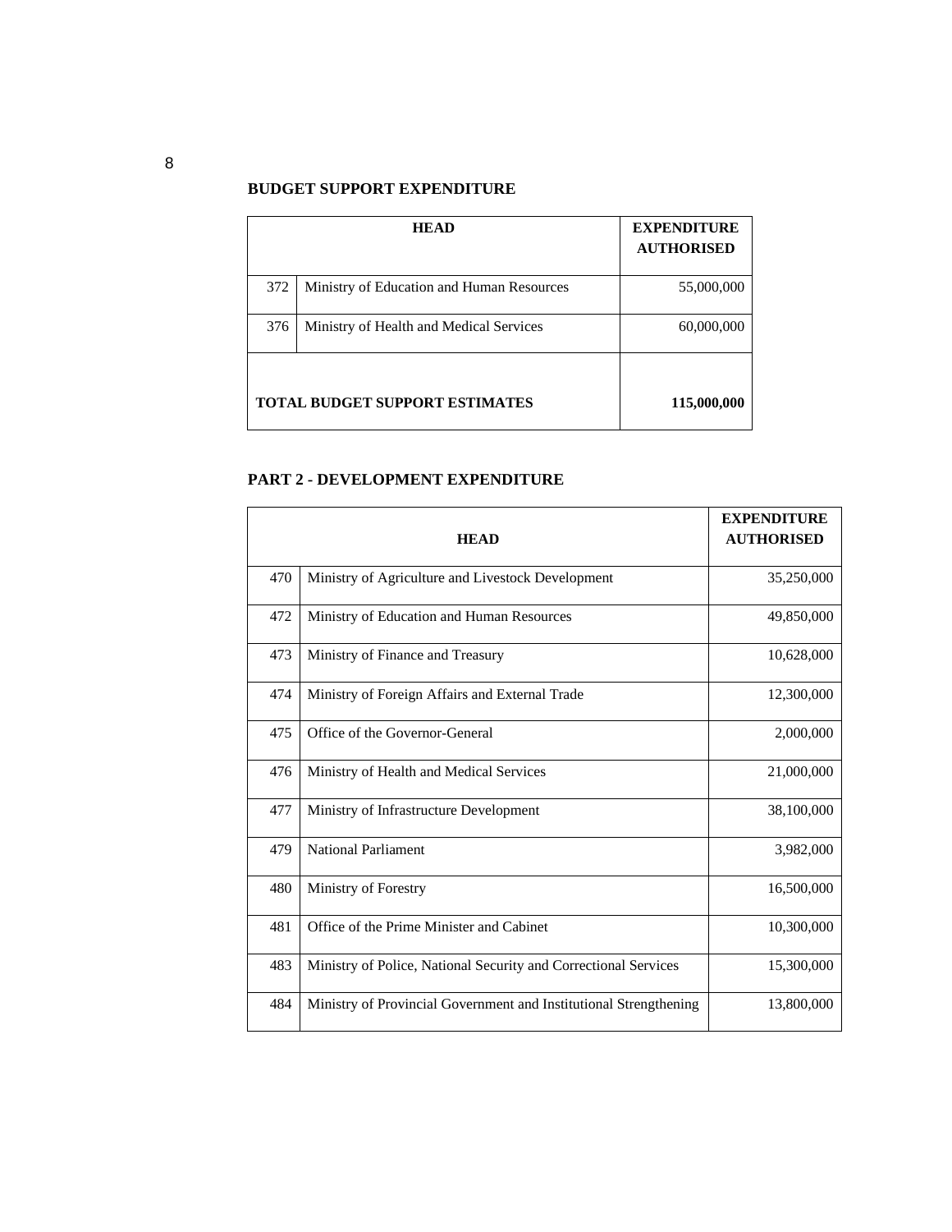## BUDGET SUPPORT EXPENDITURE

| HEAD | | EXPENDITURE AUTHORISED |
|---|---|---|
| 372 | Ministry of Education and Human Resources | 55,000,000 |
| 376 | Ministry of Health and Medical Services | 60,000,000 |
| **TOTAL BUDGET SUPPORT ESTIMATES** | | **115,000,000** |

## PART 2 - DEVELOPMENT EXPENDITURE

| HEAD | | EXPENDITURE AUTHORISED |
|---|---|---|
| 470 | Ministry of Agriculture and Livestock Development | 35,250,000 |
| 472 | Ministry of Education and Human Resources | 49,850,000 |
| 473 | Ministry of Finance and Treasury | 10,628,000 |
| 474 | Ministry of Foreign Affairs and External Trade | 12,300,000 |
| 475 | Office of the Governor-General | 2,000,000 |
| 476 | Ministry of Health and Medical Services | 21,000,000 |
| 477 | Ministry of Infrastructure Development | 38,100,000 |
| 479 | National Parliament | 3,982,000 |
| 480 | Ministry of Forestry | 16,500,000 |
| 481 | Office of the Prime Minister and Cabinet | 10,300,000 |
| 483 | Ministry of Police, National Security and Correctional Services | 15,300,000 |
| 484 | Ministry of Provincial Government and Institutional Strengthening | 13,800,000 |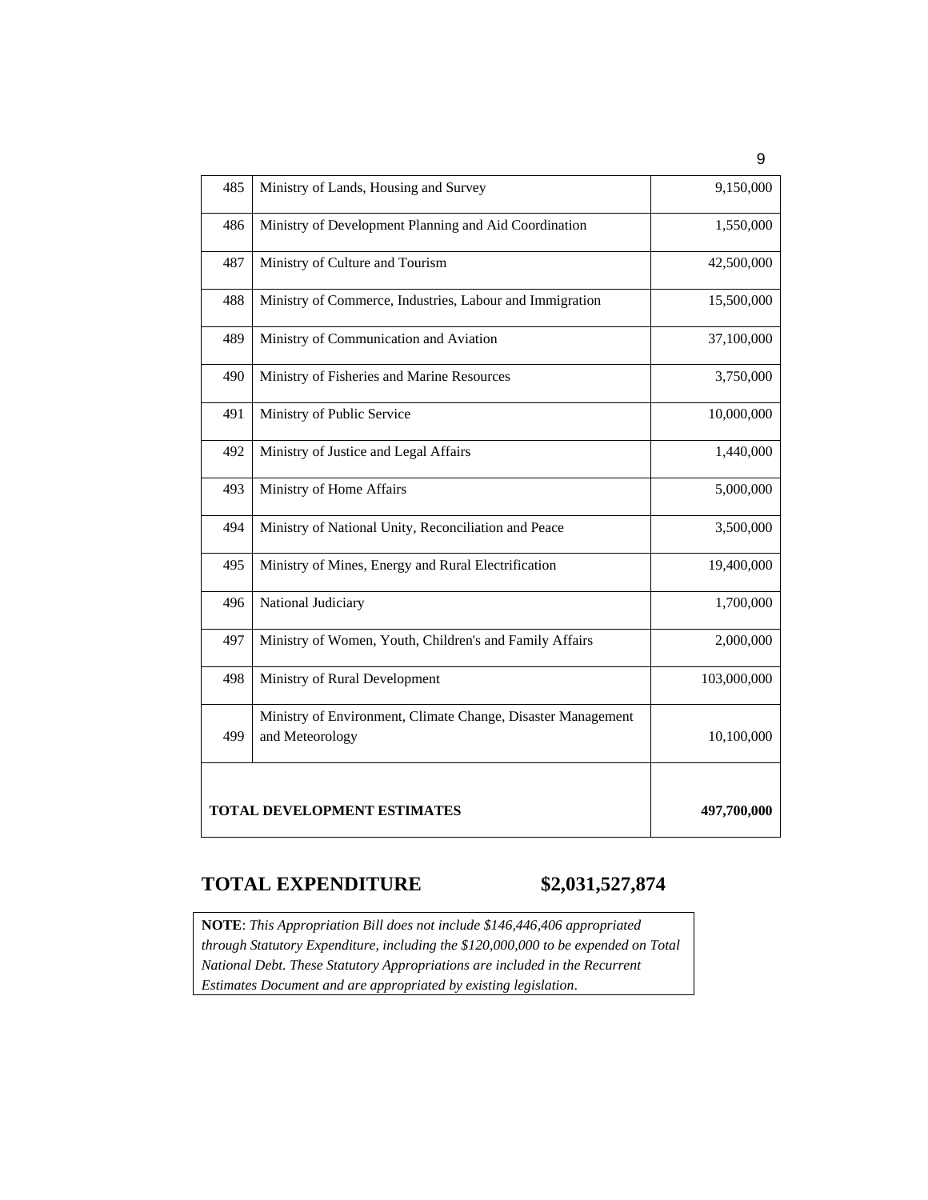| | | |
|---|---|---|
| 485 | Ministry of Lands, Housing and Survey | 9,150,000 |
| 486 | Ministry of Development Planning and Aid Coordination | 1,550,000 |
| 487 | Ministry of Culture and Tourism | 42,500,000 |
| 488 | Ministry of Commerce, Industries, Labour and Immigration | 15,500,000 |
| 489 | Ministry of Communication and Aviation | 37,100,000 |
| 490 | Ministry of Fisheries and Marine Resources | 3,750,000 |
| 491 | Ministry of Public Service | 10,000,000 |
| 492 | Ministry of Justice and Legal Affairs | 1,440,000 |
| 493 | Ministry of Home Affairs | 5,000,000 |
| 494 | Ministry of National Unity, Reconciliation and Peace | 3,500,000 |
| 495 | Ministry of Mines, Energy and Rural Electrification | 19,400,000 |
| 496 | National Judiciary | 1,700,000 |
| 497 | Ministry of Women, Youth, Children's and Family Affairs | 2,000,000 |
| 498 | Ministry of Rural Development | 103,000,000 |
| 499 | Ministry of Environment, Climate Change, Disaster Management and Meteorology | 10,100,000 |
| **TOTAL DEVELOPMENT ESTIMATES** | | **497,700,000** |

## TOTAL EXPENDITURE $2,031,527,874

**NOTE**: *This Appropriation Bill does not include $146,446,406 appropriated through Statutory Expenditure, including the $120,000,000 to be expended on Total National Debt. These Statutory Appropriations are included in the Recurrent Estimates Document and are appropriated by existing legislation*.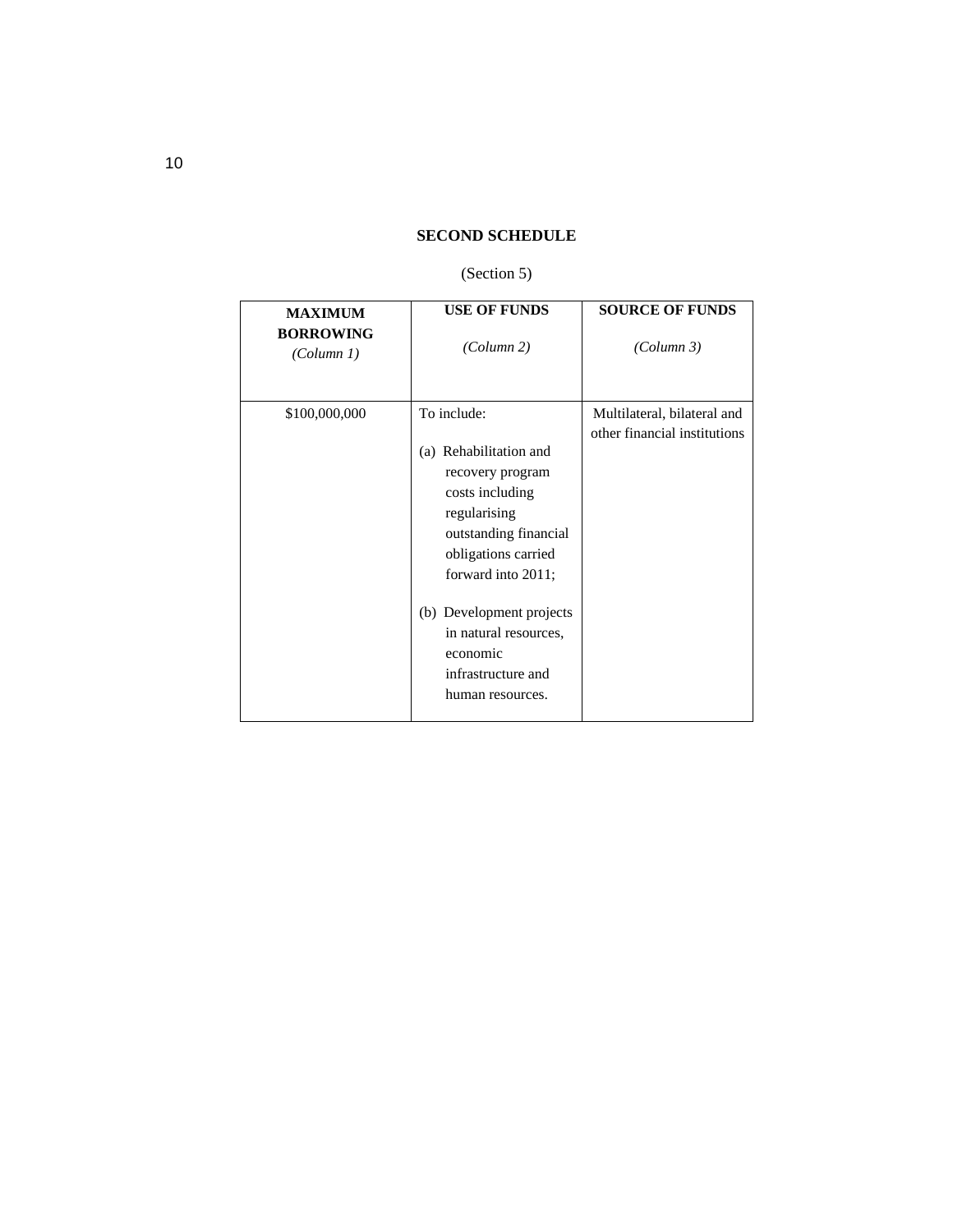## SECOND SCHEDULE

(Section 5)

| **MAXIMUM BORROWING** *(Column 1)* | **USE OF FUNDS** *(Column 2)* | **SOURCE OF FUNDS** *(Column 3)* |
|---|---|---|
| $100,000,000 | To include:<br><br>(a) Rehabilitation and recovery program costs including regularising outstanding financial obligations carried forward into 2011;<br><br>(b) Development projects in natural resources, economic infrastructure and human resources. | Multilateral, bilateral and other financial institutions |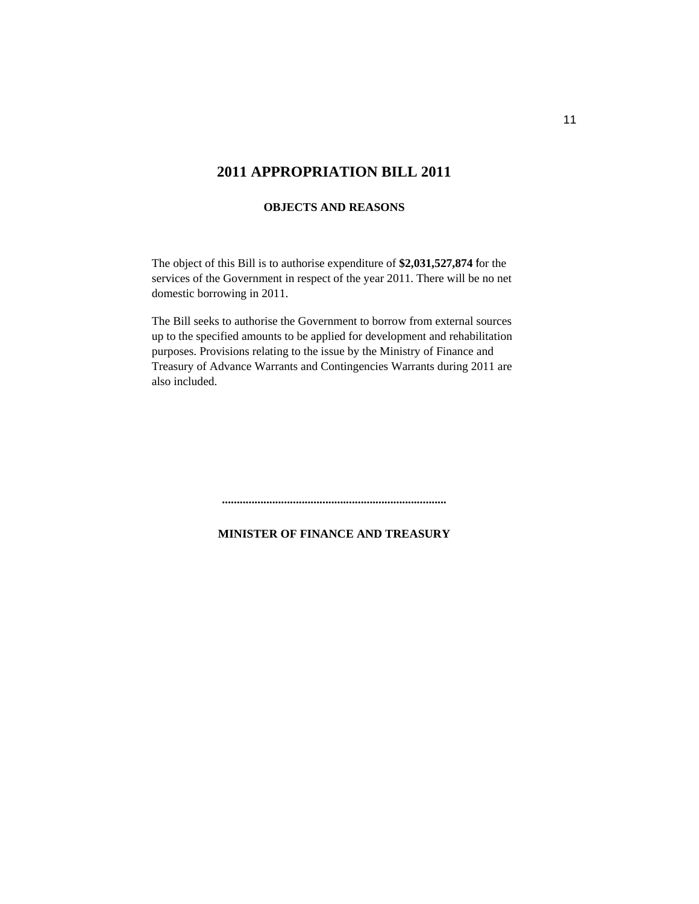# 2011 APPROPRIATION BILL 2011

## OBJECTS AND REASONS

The object of this Bill is to authorise expenditure of **$2,031,527,874** for the services of the Government in respect of the year 2011. There will be no net domestic borrowing in 2011.

The Bill seeks to authorise the Government to borrow from external sources up to the specified amounts to be applied for development and rehabilitation purposes. Provisions relating to the issue by the Ministry of Finance and Treasury of Advance Warrants and Contingencies Warrants during 2011 are also included.

..........................................................................

**MINISTER OF FINANCE AND TREASURY**